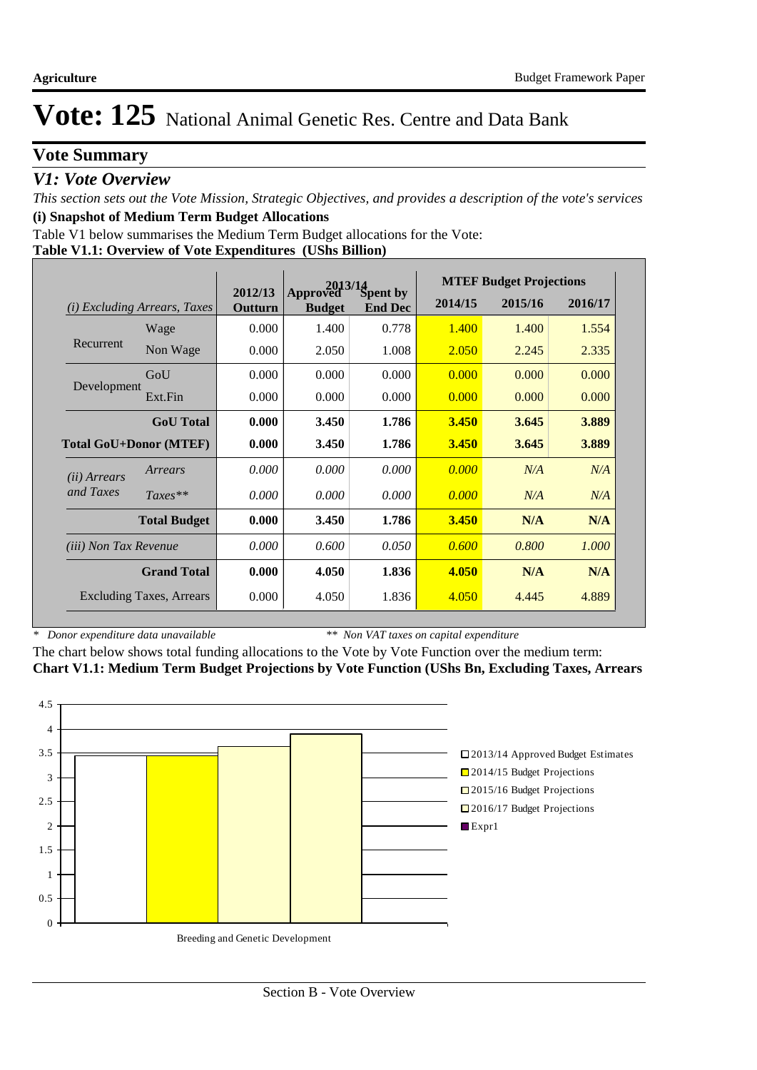# Vote: 125 National Animal Genetic Res. Centre and Data Bank

## Vote Summary

### *V1: Vote Overview*

*This section sets out the Vote Mission, Strategic Objectives, and provides a description of the vote's services*

**(i) Snapshot of Medium Term Budget Allocations**

Table V1 below summarises the Medium Term Budget allocations for the Vote:

**Table V1.1: Overview of Vote Expenditures (UShs Billion)**

| *(i) Excluding Arrears, Taxes* | | 2012/13 Outturn | 2013/14 Approved Budget | 2013/14 Spent by End Dec | MTEF Budget Projections 2014/15 | 2015/16 | 2016/17 |
|---|---|---|---|---|---|---|---|
| Recurrent | Wage | 0.000 | 1.400 | 0.778 | 1.400 | 1.400 | 1.554 |
| | Non Wage | 0.000 | 2.050 | 1.008 | 2.050 | 2.245 | 2.335 |
| Development | GoU | 0.000 | 0.000 | 0.000 | 0.000 | 0.000 | 0.000 |
| | Ext.Fin | 0.000 | 0.000 | 0.000 | 0.000 | 0.000 | 0.000 |
| | **GoU Total** | **0.000** | **3.450** | **1.786** | **3.450** | **3.645** | **3.889** |
| **Total GoU+Donor (MTEF)** | | **0.000** | **3.450** | **1.786** | **3.450** | **3.645** | **3.889** |
| *(ii) Arrears and Taxes* | *Arrears* | *0.000* | *0.000* | *0.000* | *0.000* | *N/A* | *N/A* |
| | *Taxes\*\** | *0.000* | *0.000* | *0.000* | *0.000* | *N/A* | *N/A* |
| | **Total Budget** | **0.000** | **3.450** | **1.786** | **3.450** | **N/A** | **N/A** |
| *(iii) Non Tax Revenue* | | *0.000* | *0.600* | *0.050* | *0.600* | *0.800* | *1.000* |
| | **Grand Total** | **0.000** | **4.050** | **1.836** | **4.050** | **N/A** | **N/A** |
| | Excluding Taxes, Arrears | 0.000 | 4.050 | 1.836 | 4.050 | 4.445 | 4.889 |

\* *Donor expenditure data unavailable* \*\* *Non VAT taxes on capital expenditure*

The chart below shows total funding allocations to the Vote by Vote Function over the medium term:

**Chart V1.1: Medium Term Budget Projections by Vote Function (UShs Bn, Excluding Taxes, Arrears**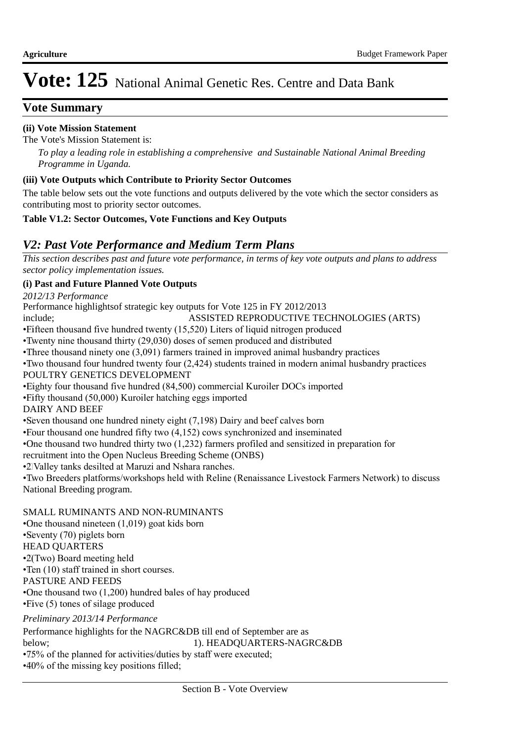# Vote: 125 National Animal Genetic Res. Centre and Data Bank

## Vote Summary

**(ii) Vote Mission Statement**

The Vote's Mission Statement is:

*To play a leading role in establishing a comprehensive and Sustainable National Animal Breeding Programme in Uganda.*

**(iii) Vote Outputs which Contribute to Priority Sector Outcomes**

The table below sets out the vote functions and outputs delivered by the vote which the sector considers as contributing most to priority sector outcomes.

**Table V1.2: Sector Outcomes, Vote Functions and Key Outputs**

## *V2: Past Vote Performance and Medium Term Plans*

*This section describes past and future vote performance, in terms of key vote outputs and plans to address sector policy implementation issues.*

**(i) Past and Future Planned Vote Outputs**

*2012/13 Performance*

Performance highlightsof strategic key outputs for Vote 125 in FY 2012/2013 include; ASSISTED REPRODUCTIVE TECHNOLOGIES (ARTS)

•Fifteen thousand five hundred twenty (15,520) Liters of liquid nitrogen produced
•Twenty nine thousand thirty (29,030) doses of semen produced and distributed
•Three thousand ninety one (3,091) farmers trained in improved animal husbandry practices
•Two thousand four hundred twenty four (2,424) students trained in modern animal husbandry practices

POULTRY GENETICS DEVELOPMENT

•Eighty four thousand five hundred (84,500) commercial Kuroiler DOCs imported
•Fifty thousand (50,000) Kuroiler hatching eggs imported

DAIRY AND BEEF

•Seven thousand one hundred ninety eight (7,198) Dairy and beef calves born
•Four thousand one hundred fifty two (4,152) cows synchronized and inseminated
•One thousand two hundred thirty two (1,232) farmers profiled and sensitized in preparation for recruitment into the Open Nucleus Breeding Scheme (ONBS)
•2 Valley tanks desilted at Maruzi and Nshara ranches.
•Two Breeders platforms/workshops held with Reline (Renaissance Livestock Farmers Network) to discuss National Breeding program.

SMALL RUMINANTS AND NON-RUMINANTS

•One thousand nineteen (1,019) goat kids born
•Seventy (70) piglets born

HEAD QUARTERS

•2(Two) Board meeting held
•Ten (10) staff trained in short courses.

PASTURE AND FEEDS

•One thousand two (1,200) hundred bales of hay produced
•Five (5) tones of silage produced

*Preliminary 2013/14 Performance*

Performance highlights for the NAGRC&DB till end of September are as below; 1). HEADQUARTERS-NAGRC&DB

•75% of the planned for activities/duties by staff were executed;
•40% of the missing key positions filled;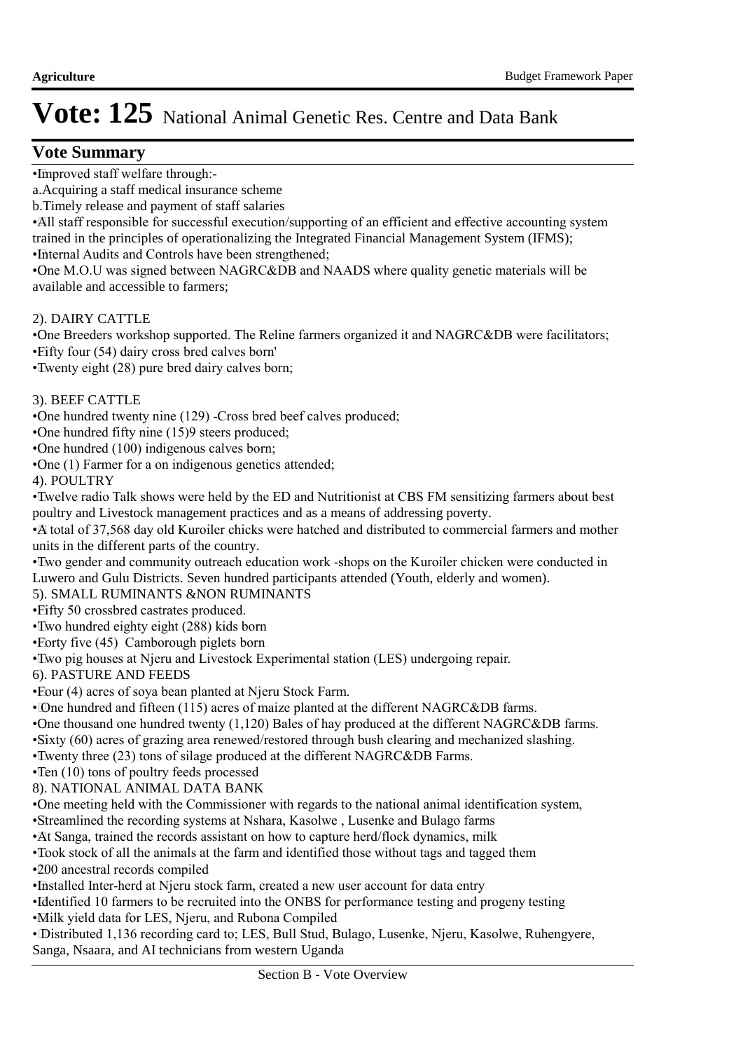# Vote: 125 National Animal Genetic Res. Centre and Data Bank

## Vote Summary

•Improved staff welfare through:-

a.Acquiring a staff medical insurance scheme

b.Timely release and payment of staff salaries

•All staff responsible for successful execution/supporting of an efficient and effective accounting system trained in the principles of operationalizing the Integrated Financial Management System (IFMS);

•Internal Audits and Controls have been strengthened;

•One M.O.U was signed between NAGRC&DB and NAADS where quality genetic materials will be available and accessible to farmers;

2). DAIRY CATTLE

•One Breeders workshop supported. The Reline farmers organized it and NAGRC&DB were facilitators;

•Fifty four (54) dairy cross bred calves born'

•Twenty eight (28) pure bred dairy calves born;

3). BEEF CATTLE

•One hundred twenty nine (129) -Cross bred beef calves produced;

•One hundred fifty nine (15)9 steers produced;

•One hundred (100) indigenous calves born;

•One (1) Farmer for a on indigenous genetics attended;

4). POULTRY

•Twelve radio Talk shows were held by the ED and Nutritionist at CBS FM sensitizing farmers about best poultry and Livestock management practices and as a means of addressing poverty.

•A total of 37,568 day old Kuroiler chicks were hatched and distributed to commercial farmers and mother units in the different parts of the country.

•Two gender and community outreach education work -shops on the Kuroiler chicken were conducted in Luwero and Gulu Districts. Seven hundred participants attended (Youth, elderly and women).

5). SMALL RUMINANTS &NON RUMINANTS

•Fifty 50 crossbred castrates produced.

•Two hundred eighty eight (288) kids born

•Forty five (45) Camborough piglets born

•Two pig houses at Njeru and Livestock Experimental station (LES) undergoing repair.

6). PASTURE AND FEEDS

•Four (4) acres of soya bean planted at Njeru Stock Farm.

•One hundred and fifteen (115) acres of maize planted at the different NAGRC&DB farms.

•One thousand one hundred twenty (1,120) Bales of hay produced at the different NAGRC&DB farms.

•Sixty (60) acres of grazing area renewed/restored through bush clearing and mechanized slashing.

•Twenty three (23) tons of silage produced at the different NAGRC&DB Farms.

•Ten (10) tons of poultry feeds processed

8). NATIONAL ANIMAL DATA BANK

•One meeting held with the Commissioner with regards to the national animal identification system,

•Streamlined the recording systems at Nshara, Kasolwe , Lusenke and Bulago farms

•At Sanga, trained the records assistant on how to capture herd/flock dynamics, milk

•Took stock of all the animals at the farm and identified those without tags and tagged them

•200 ancestral records compiled

•Installed Inter-herd at Njeru stock farm, created a new user account for data entry

•Identified 10 farmers to be recruited into the ONBS for performance testing and progeny testing

•Milk yield data for LES, Njeru, and Rubona Compiled

•Distributed 1,136 recording card to; LES, Bull Stud, Bulago, Lusenke, Njeru, Kasolwe, Ruhengyere, Sanga, Nsaara, and AI technicians from western Uganda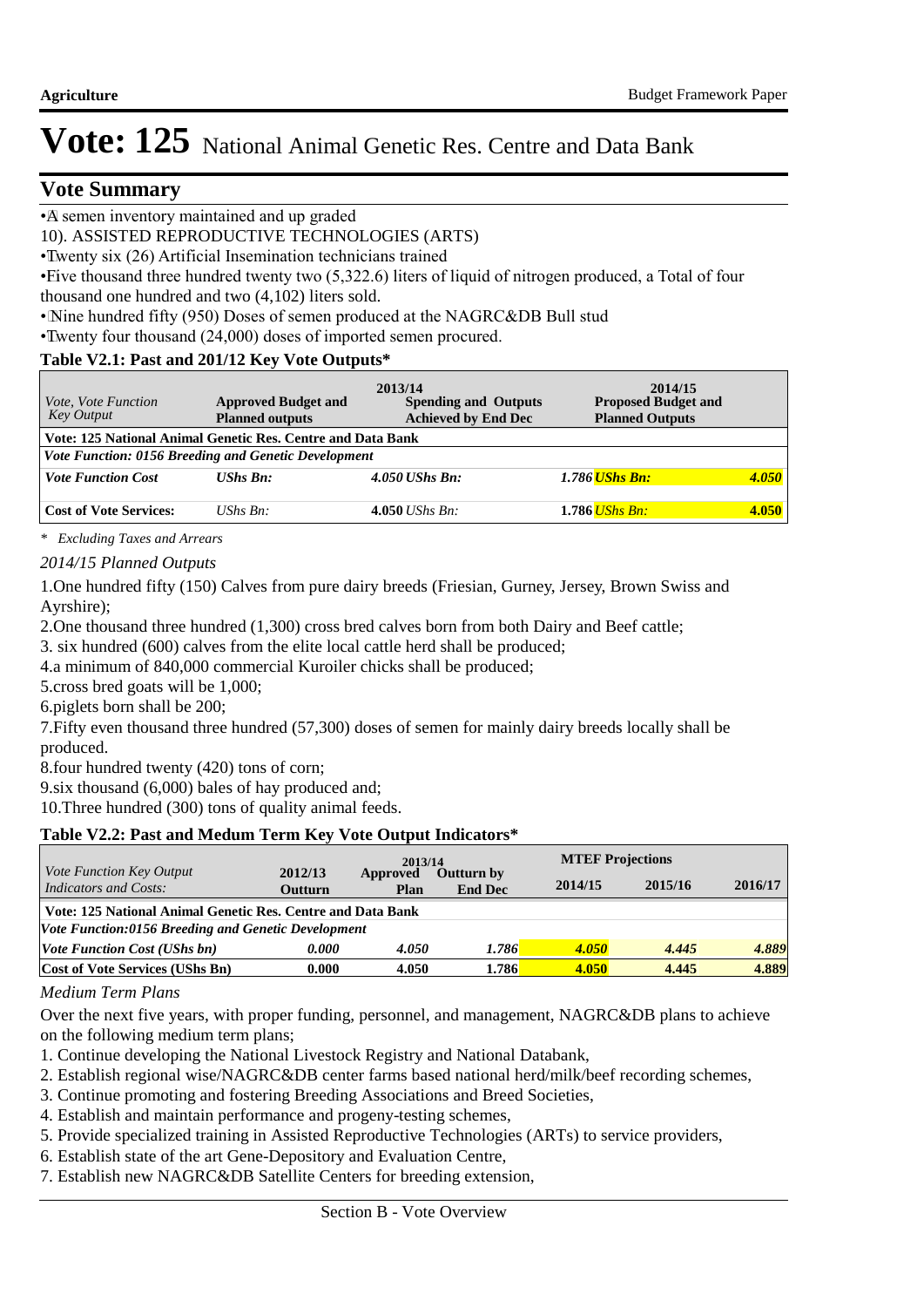# Vote: 125 National Animal Genetic Res. Centre and Data Bank

## Vote Summary

- A semen inventory maintained and up graded

10). ASSISTED REPRODUCTIVE TECHNOLOGIES (ARTS)

- Twenty six (26) Artificial Insemination technicians trained
- Five thousand three hundred twenty two (5,322.6) liters of liquid of nitrogen produced, a Total of four thousand one hundred and two (4,102) liters sold.
- Nine hundred fifty (950) Doses of semen produced at the NAGRC&DB Bull stud
- Twenty four thousand (24,000) doses of imported semen procured.

**Table V2.1: Past and 201/12 Key Vote Outputs***

| *Vote, Vote Function Key Output* | 2013/14 Approved Budget and Planned outputs | | 2013/14 Spending and Outputs Achieved by End Dec | 2014/15 Proposed Budget and Planned Outputs | |
|---|---|---|---|---|---|
| **Vote: 125 National Animal Genetic Res. Centre and Data Bank** | | | | | |
| ***Vote Function: 0156 Breeding and Genetic Development*** | | | | | |
| ***Vote Function Cost*** | ***UShs Bn:*** | ***4.050*** | ***UShs Bn:*** | ***1.786 UShs Bn:*** | ***4.050*** |
| **Cost of Vote Services:** | *UShs Bn:* | **4.050** | *UShs Bn:* | **1.786** *UShs Bn:* | **4.050** |

\* *Excluding Taxes and Arrears*

*2014/15 Planned Outputs*

1.One hundred fifty (150) Calves from pure dairy breeds (Friesian, Gurney, Jersey, Brown Swiss and Ayrshire);

2.One thousand three hundred (1,300) cross bred calves born from both Dairy and Beef cattle;

3. six hundred (600) calves from the elite local cattle herd shall be produced;

4.a minimum of 840,000 commercial Kuroiler chicks shall be produced;

5.cross bred goats will be 1,000;

6.piglets born shall be 200;

7.Fifty even thousand three hundred (57,300) doses of semen for mainly dairy breeds locally shall be produced.

8.four hundred twenty (420) tons of corn;

9.six thousand (6,000) bales of hay produced and;

10.Three hundred (300) tons of quality animal feeds.

**Table V2.2: Past and Medum Term Key Vote Output Indicators***

| *Vote Function Key Output Indicators and Costs:* | 2012/13 Outturn | 2013/14 Approved Plan | 2013/14 Outturn by End Dec | MTEF Projections 2014/15 | MTEF Projections 2015/16 | MTEF Projections 2016/17 |
|---|---|---|---|---|---|---|
| **Vote: 125 National Animal Genetic Res. Centre and Data Bank** | | | | | | |
| ***Vote Function:0156 Breeding and Genetic Development*** | | | | | | |
| ***Vote Function Cost (UShs bn)*** | ***0.000*** | ***4.050*** | ***1.786*** | ***4.050*** | ***4.445*** | ***4.889*** |
| **Cost of Vote Services (UShs Bn)** | **0.000** | **4.050** | **1.786** | **4.050** | **4.445** | **4.889** |

*Medium Term Plans*

Over the next five years, with proper funding, personnel, and management, NAGRC&DB plans to achieve on the following medium term plans;

1. Continue developing the National Livestock Registry and National Databank,
2. Establish regional wise/NAGRC&DB center farms based national herd/milk/beef recording schemes,
3. Continue promoting and fostering Breeding Associations and Breed Societies,
4. Establish and maintain performance and progeny-testing schemes,
5. Provide specialized training in Assisted Reproductive Technologies (ARTs) to service providers,
6. Establish state of the art Gene-Depository and Evaluation Centre,
7. Establish new NAGRC&DB Satellite Centers for breeding extension,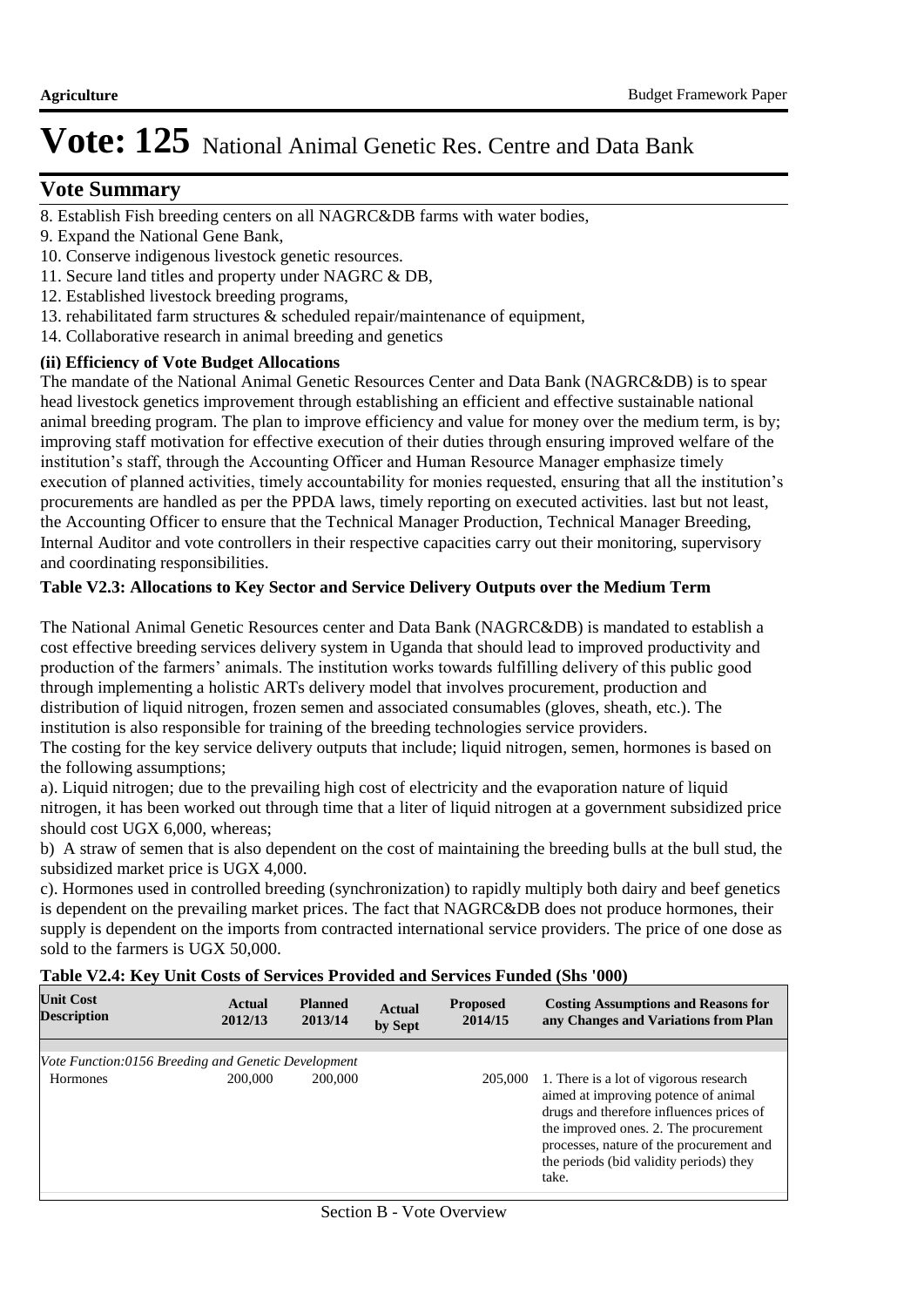# Vote: 125 National Animal Genetic Res. Centre and Data Bank

## Vote Summary

8. Establish Fish breeding centers on all NAGRC&DB farms with water bodies,
9. Expand the National Gene Bank,
10. Conserve indigenous livestock genetic resources.
11. Secure land titles and property under NAGRC & DB,
12. Established livestock breeding programs,
13. rehabilitated farm structures & scheduled repair/maintenance of equipment,
14. Collaborative research in animal breeding and genetics

**(ii) Efficiency of Vote Budget Allocations**

The mandate of the National Animal Genetic Resources Center and Data Bank (NAGRC&DB) is to spear head livestock genetics improvement through establishing an efficient and effective sustainable national animal breeding program. The plan to improve efficiency and value for money over the medium term, is by; improving staff motivation for effective execution of their duties through ensuring improved welfare of the institution's staff, through the Accounting Officer and Human Resource Manager emphasize timely execution of planned activities, timely accountability for monies requested, ensuring that all the institution's procurements are handled as per the PPDA laws, timely reporting on executed activities. last but not least, the Accounting Officer to ensure that the Technical Manager Production, Technical Manager Breeding, Internal Auditor and vote controllers in their respective capacities carry out their monitoring, supervisory and coordinating responsibilities.

**Table V2.3: Allocations to Key Sector and Service Delivery Outputs over the Medium Term**

The National Animal Genetic Resources center and Data Bank (NAGRC&DB) is mandated to establish a cost effective breeding services delivery system in Uganda that should lead to improved productivity and production of the farmers' animals. The institution works towards fulfilling delivery of this public good through implementing a holistic ARTs delivery model that involves procurement, production and distribution of liquid nitrogen, frozen semen and associated consumables (gloves, sheath, etc.). The institution is also responsible for training of the breeding technologies service providers.
The costing for the key service delivery outputs that include; liquid nitrogen, semen, hormones is based on the following assumptions;
a). Liquid nitrogen; due to the prevailing high cost of electricity and the evaporation nature of liquid nitrogen, it has been worked out through time that a liter of liquid nitrogen at a government subsidized price should cost UGX 6,000, whereas;
b) A straw of semen that is also dependent on the cost of maintaining the breeding bulls at the bull stud, the subsidized market price is UGX 4,000.
c). Hormones used in controlled breeding (synchronization) to rapidly multiply both dairy and beef genetics is dependent on the prevailing market prices. The fact that NAGRC&DB does not produce hormones, their supply is dependent on the imports from contracted international service providers. The price of one dose as sold to the farmers is UGX 50,000.

**Table V2.4: Key Unit Costs of Services Provided and Services Funded (Shs '000)**

| Unit Cost Description | Actual 2012/13 | Planned 2013/14 | Actual by Sept | Proposed 2014/15 | Costing Assumptions and Reasons for any Changes and Variations from Plan |
|---|---|---|---|---|---|
| *Vote Function:0156 Breeding and Genetic Development* | | | | | |
| Hormones | 200,000 | 200,000 | | 205,000 | 1. There is a lot of vigorous research aimed at improving potence of animal drugs and therefore influences prices of the improved ones. 2. The procurement processes, nature of the procurement and the periods (bid validity periods) they take. |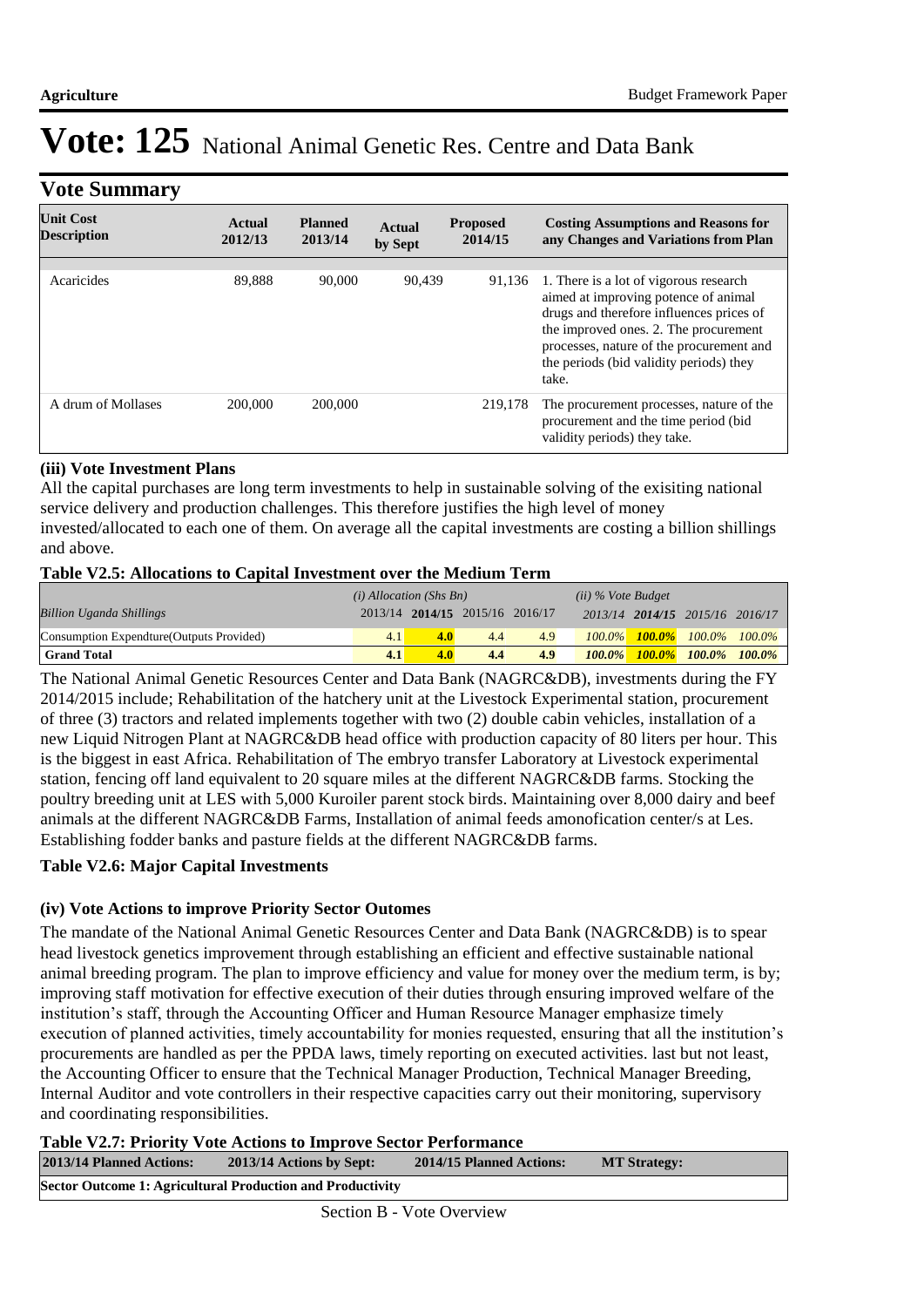# Vote: 125 National Animal Genetic Res. Centre and Data Bank

## Vote Summary

| Unit Cost Description | Actual 2012/13 | Planned 2013/14 | Actual by Sept | Proposed 2014/15 | Costing Assumptions and Reasons for any Changes and Variations from Plan |
|---|---|---|---|---|---|
| Acaricides | 89,888 | 90,000 | 90,439 | 91,136 | 1. There is a lot of vigorous research aimed at improving potence of animal drugs and therefore influences prices of the improved ones. 2. The procurement processes, nature of the procurement and the periods (bid validity periods) they take. |
| A drum of Mollases | 200,000 | 200,000 | | 219,178 | The procurement processes, nature of the procurement and the time period (bid validity periods) they take. |

**(iii) Vote Investment Plans**

All the capital purchases are long term investments to help in sustainable solving of the exisiting national service delivery and production challenges. This therefore justifies the high level of money invested/allocated to each one of them. On average all the capital investments are costing a billion shillings and above.

**Table V2.5: Allocations to Capital Investment over the Medium Term**

| *Billion Uganda Shillings* | *(i) Allocation (Shs Bn)* 2013/14 | **2014/15** | 2015/16 | 2016/17 | *(ii) % Vote Budget* 2013/14 | **2014/15** | 2015/16 | 2016/17 |
|---|---|---|---|---|---|---|---|---|
| Consumption Expendture(Outputs Provided) | 4.1 | **4.0** | 4.4 | 4.9 | *100.0%* | ***100.0%*** | *100.0%* | *100.0%* |
| **Grand Total** | **4.1** | **4.0** | **4.4** | **4.9** | ***100.0%*** | ***100.0%*** | ***100.0%*** | ***100.0%*** |

The National Animal Genetic Resources Center and Data Bank (NAGRC&DB), investments during the FY 2014/2015 include; Rehabilitation of the hatchery unit at the Livestock Experimental station, procurement of three (3) tractors and related implements together with two (2) double cabin vehicles, installation of a new Liquid Nitrogen Plant at NAGRC&DB head office with production capacity of 80 liters per hour. This is the biggest in east Africa. Rehabilitation of The embryo transfer Laboratory at Livestock experimental station, fencing off land equivalent to 20 square miles at the different NAGRC&DB farms. Stocking the poultry breeding unit at LES with 5,000 Kuroiler parent stock birds. Maintaining over 8,000 dairy and beef animals at the different NAGRC&DB Farms, Installation of animal feeds amonofication center/s at Les. Establishing fodder banks and pasture fields at the different NAGRC&DB farms.

**Table V2.6: Major Capital Investments**

**(iv) Vote Actions to improve Priority Sector Outomes**

The mandate of the National Animal Genetic Resources Center and Data Bank (NAGRC&DB) is to spear head livestock genetics improvement through establishing an efficient and effective sustainable national animal breeding program. The plan to improve efficiency and value for money over the medium term, is by; improving staff motivation for effective execution of their duties through ensuring improved welfare of the institution's staff, through the Accounting Officer and Human Resource Manager emphasize timely execution of planned activities, timely accountability for monies requested, ensuring that all the institution's procurements are handled as per the PPDA laws, timely reporting on executed activities. last but not least, the Accounting Officer to ensure that the Technical Manager Production, Technical Manager Breeding, Internal Auditor and vote controllers in their respective capacities carry out their monitoring, supervisory and coordinating responsibilities.

**Table V2.7: Priority Vote Actions to Improve Sector Performance**

| 2013/14 Planned Actions: | 2013/14 Actions by Sept: | 2014/15 Planned Actions: | MT Strategy: |
|---|---|---|---|
| **Sector Outcome 1: Agricultural Production and Productivity** | | | |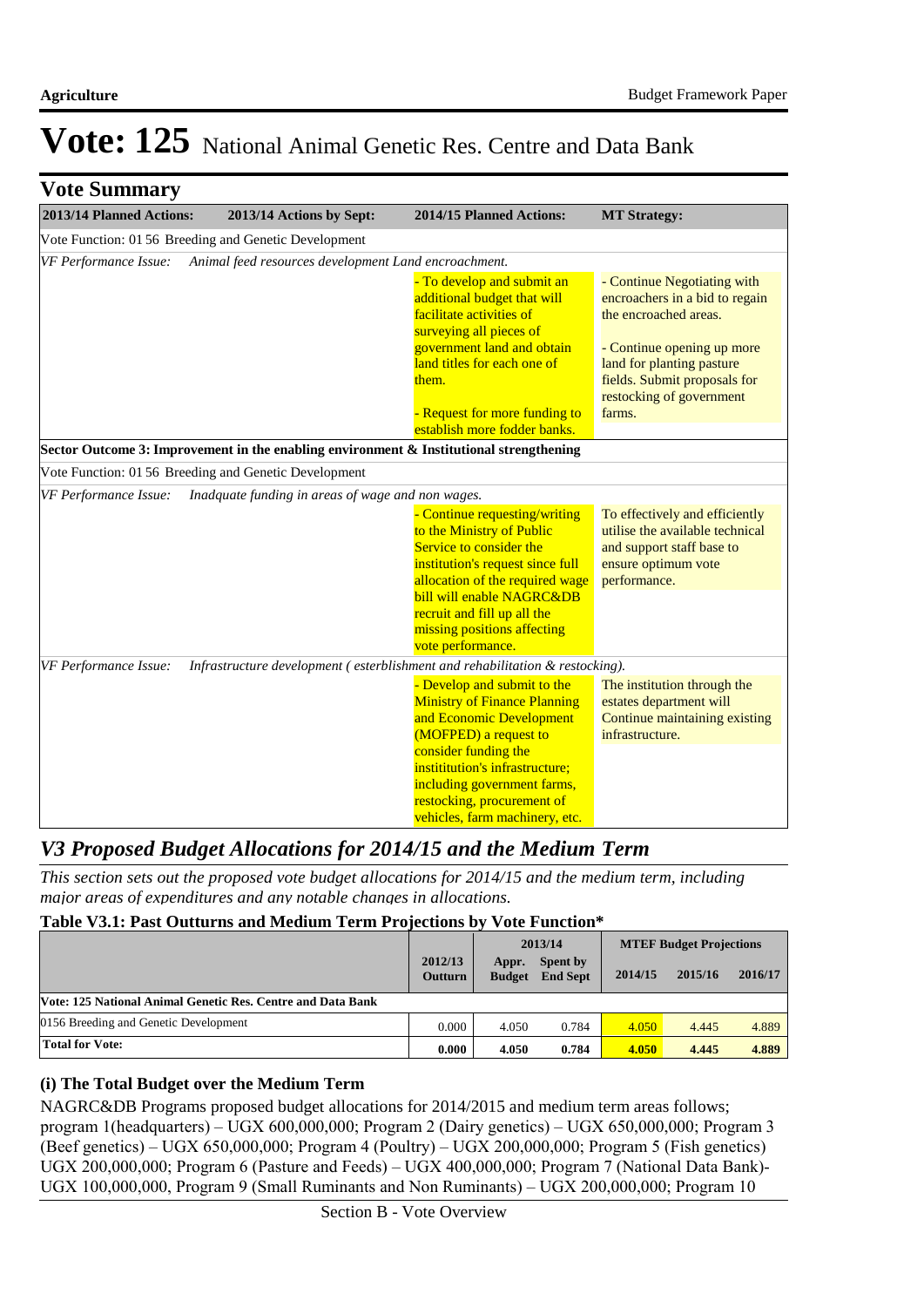# Vote: 125 National Animal Genetic Res. Centre and Data Bank

## Vote Summary

| 2013/14 Planned Actions: | 2013/14 Actions by Sept: | 2014/15 Planned Actions: | MT Strategy: |
|---|---|---|---|
| Vote Function: 01 56 Breeding and Genetic Development | | | |
| *VF Performance Issue: Animal feed resources development Land encroachment.* | | | |
| | | - To develop and submit an additional budget that will facilitate activities of surveying all pieces of government land and obtain land titles for each one of them.<br><br>- Request for more funding to establish more fodder banks. | - Continue Negotiating with encroachers in a bid to regain the encroached areas.<br><br>- Continue opening up more land for planting pasture fields. Submit proposals for restocking of government farms. |
| **Sector Outcome 3: Improvement in the enabling environment & Institutional strengthening** | | | |
| Vote Function: 01 56 Breeding and Genetic Development | | | |
| *VF Performance Issue: Inadquate funding in areas of wage and non wages.* | | | |
| | | - Continue requesting/writing to the Ministry of Public Service to consider the institution's request since full allocation of the required wage bill will enable NAGRC&DB recruit and fill up all the missing positions affecting vote performance. | To effectively and efficiently utilise the available technical and support staff base to ensure optimum vote performance. |
| *VF Performance Issue: Infrastructure development ( esterblishment and rehabilitation & restocking).* | | | |
| | | - Develop and submit to the Ministry of Finance Planning and Economic Development (MOFPED) a request to consider funding the instititution's infrastructure; including government farms, restocking, procurement of vehicles, farm machinery, etc. | The institution through the estates department will Continue maintaining existing infrastructure. |

## *V3 Proposed Budget Allocations for 2014/15 and the Medium Term*

*This section sets out the proposed vote budget allocations for 2014/15 and the medium term, including major areas of expenditures and any notable changes in allocations.*

**Table V3.1: Past Outturns and Medium Term Projections by Vote Function***

| | 2012/13 Outturn | 2013/14 Appr. Budget | 2013/14 Spent by End Sept | MTEF Budget Projections 2014/15 | 2015/16 | 2016/17 |
|---|---|---|---|---|---|---|
| **Vote: 125 National Animal Genetic Res. Centre and Data Bank** | | | | | | |
| 0156 Breeding and Genetic Development | 0.000 | 4.050 | 0.784 | 4.050 | 4.445 | 4.889 |
| **Total for Vote:** | **0.000** | **4.050** | **0.784** | **4.050** | **4.445** | **4.889** |

### (i) The Total Budget over the Medium Term

NAGRC&DB Programs proposed budget allocations for 2014/2015 and medium term areas follows; program 1(headquarters) – UGX 600,000,000; Program 2 (Dairy genetics) – UGX 650,000,000; Program 3 (Beef genetics) – UGX 650,000,000; Program 4 (Poultry) – UGX 200,000,000; Program 5 (Fish genetics) UGX 200,000,000; Program 6 (Pasture and Feeds) – UGX 400,000,000; Program 7 (National Data Bank)- UGX 100,000,000, Program 9 (Small Ruminants and Non Ruminants) – UGX 200,000,000; Program 10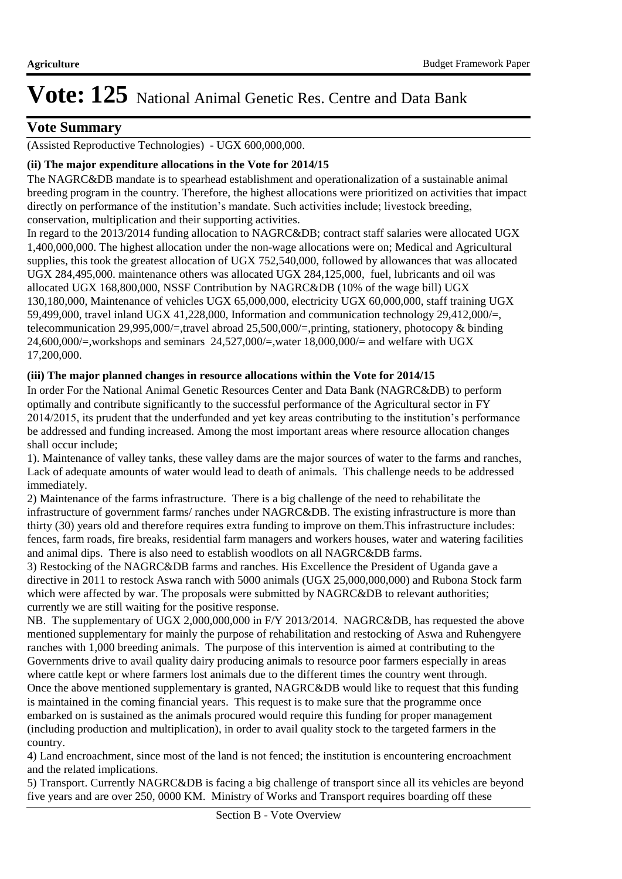# Vote: 125 National Animal Genetic Res. Centre and Data Bank

## Vote Summary

(Assisted Reproductive Technologies) - UGX 600,000,000.

**(ii) The major expenditure allocations in the Vote for 2014/15**

The NAGRC&DB mandate is to spearhead establishment and operationalization of a sustainable animal breeding program in the country. Therefore, the highest allocations were prioritized on activities that impact directly on performance of the institution's mandate. Such activities include; livestock breeding, conservation, multiplication and their supporting activities.

In regard to the 2013/2014 funding allocation to NAGRC&DB; contract staff salaries were allocated UGX 1,400,000,000. The highest allocation under the non-wage allocations were on; Medical and Agricultural supplies, this took the greatest allocation of UGX 752,540,000, followed by allowances that was allocated UGX 284,495,000. maintenance others was allocated UGX 284,125,000, fuel, lubricants and oil was allocated UGX 168,800,000, NSSF Contribution by NAGRC&DB (10% of the wage bill) UGX 130,180,000, Maintenance of vehicles UGX 65,000,000, electricity UGX 60,000,000, staff training UGX 59,499,000, travel inland UGX 41,228,000, Information and communication technology 29,412,000/=, telecommunication 29,995,000/=,travel abroad 25,500,000/=,printing, stationery, photocopy & binding 24,600,000/=,workshops and seminars 24,527,000/=,water 18,000,000/= and welfare with UGX 17,200,000.

**(iii) The major planned changes in resource allocations within the Vote for 2014/15**

In order For the National Animal Genetic Resources Center and Data Bank (NAGRC&DB) to perform optimally and contribute significantly to the successful performance of the Agricultural sector in FY 2014/2015, its prudent that the underfunded and yet key areas contributing to the institution's performance be addressed and funding increased. Among the most important areas where resource allocation changes shall occur include;

1). Maintenance of valley tanks, these valley dams are the major sources of water to the farms and ranches, Lack of adequate amounts of water would lead to death of animals. This challenge needs to be addressed immediately.

2) Maintenance of the farms infrastructure. There is a big challenge of the need to rehabilitate the infrastructure of government farms/ ranches under NAGRC&DB. The existing infrastructure is more than thirty (30) years old and therefore requires extra funding to improve on them.This infrastructure includes: fences, farm roads, fire breaks, residential farm managers and workers houses, water and watering facilities and animal dips. There is also need to establish woodlots on all NAGRC&DB farms.

3) Restocking of the NAGRC&DB farms and ranches. His Excellence the President of Uganda gave a directive in 2011 to restock Aswa ranch with 5000 animals (UGX 25,000,000,000) and Rubona Stock farm which were affected by war. The proposals were submitted by NAGRC&DB to relevant authorities; currently we are still waiting for the positive response.

NB. The supplementary of UGX 2,000,000,000 in F/Y 2013/2014. NAGRC&DB, has requested the above mentioned supplementary for mainly the purpose of rehabilitation and restocking of Aswa and Ruhengyere ranches with 1,000 breeding animals. The purpose of this intervention is aimed at contributing to the Governments drive to avail quality dairy producing animals to resource poor farmers especially in areas where cattle kept or where farmers lost animals due to the different times the country went through. Once the above mentioned supplementary is granted, NAGRC&DB would like to request that this funding is maintained in the coming financial years. This request is to make sure that the programme once embarked on is sustained as the animals procured would require this funding for proper management (including production and multiplication), in order to avail quality stock to the targeted farmers in the country.

4) Land encroachment, since most of the land is not fenced; the institution is encountering encroachment and the related implications.

5) Transport. Currently NAGRC&DB is facing a big challenge of transport since all its vehicles are beyond five years and are over 250, 0000 KM. Ministry of Works and Transport requires boarding off these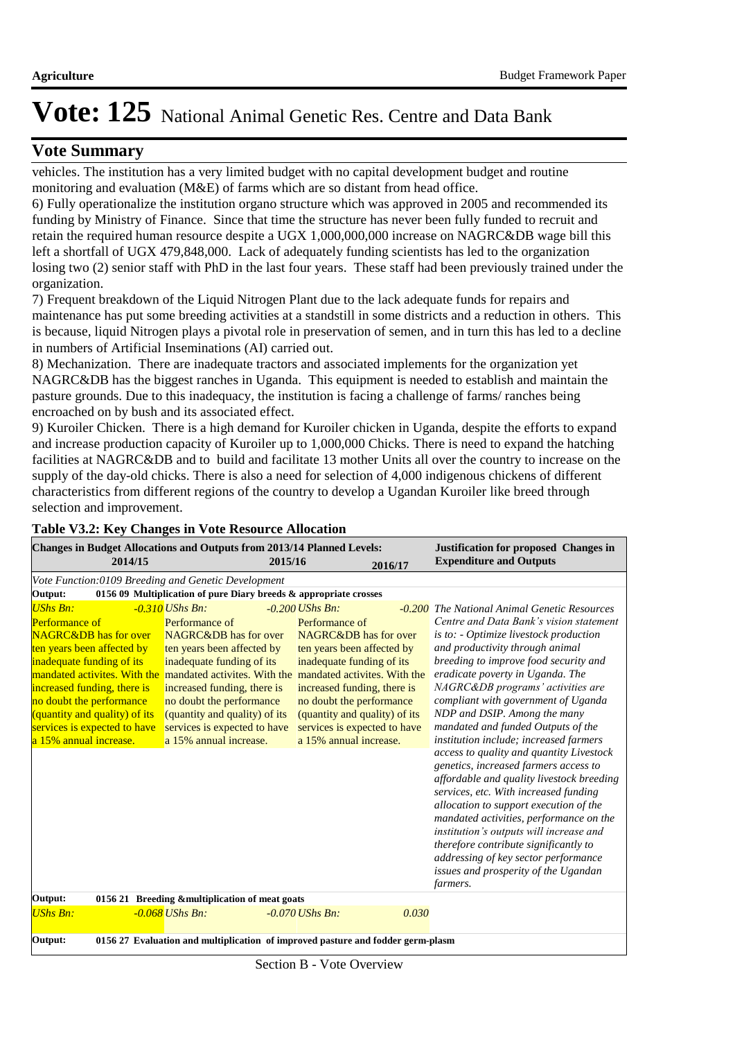# Vote: 125 National Animal Genetic Res. Centre and Data Bank

## Vote Summary

vehicles. The institution has a very limited budget with no capital development budget and routine monitoring and evaluation (M&E) of farms which are so distant from head office.

6) Fully operationalize the institution organo structure which was approved in 2005 and recommended its funding by Ministry of Finance. Since that time the structure has never been fully funded to recruit and retain the required human resource despite a UGX 1,000,000,000 increase on NAGRC&DB wage bill this left a shortfall of UGX 479,848,000. Lack of adequately funding scientists has led to the organization losing two (2) senior staff with PhD in the last four years. These staff had been previously trained under the organization.

7) Frequent breakdown of the Liquid Nitrogen Plant due to the lack adequate funds for repairs and maintenance has put some breeding activities at a standstill in some districts and a reduction in others. This is because, liquid Nitrogen plays a pivotal role in preservation of semen, and in turn this has led to a decline in numbers of Artificial Inseminations (AI) carried out.

8) Mechanization. There are inadequate tractors and associated implements for the organization yet NAGRC&DB has the biggest ranches in Uganda. This equipment is needed to establish and maintain the pasture grounds. Due to this inadequacy, the institution is facing a challenge of farms/ ranches being encroached on by bush and its associated effect.

9) Kuroiler Chicken. There is a high demand for Kuroiler chicken in Uganda, despite the efforts to expand and increase production capacity of Kuroiler up to 1,000,000 Chicks. There is need to expand the hatching facilities at NAGRC&DB and to build and facilitate 13 mother Units all over the country to increase on the supply of the day-old chicks. There is also a need for selection of 4,000 indigenous chickens of different characteristics from different regions of the country to develop a Ugandan Kuroiler like breed through selection and improvement.

**Table V3.2: Key Changes in Vote Resource Allocation**

| Changes in Budget Allocations and Outputs from 2013/14 Planned Levels: 2014/15 | 2015/16 | 2016/17 | Justification for proposed Changes in Expenditure and Outputs |
|---|---|---|---|
| *Vote Function:0109 Breeding and Genetic Development* | | | |
| **Output: 0156 09 Multiplication of pure Diary breeds & appropriate crosses** | | | |
| *UShs Bn: -0.310* Performance of NAGRC&DB has for over ten years been affected by inadequate funding of its mandated activites. With the increased funding, there is no doubt the performance (quantity and quality) of its services is expected to have a 15% annual increase. | *UShs Bn: -0.200* Performance of NAGRC&DB has for over ten years been affected by inadequate funding of its mandated activites. With the increased funding, there is no doubt the performance (quantity and quality) of its services is expected to have a 15% annual increase. | *UShs Bn: -0.200* Performance of NAGRC&DB has for over ten years been affected by inadequate funding of its mandated activites. With the increased funding, there is no doubt the performance (quantity and quality) of its services is expected to have a 15% annual increase. | *The National Animal Genetic Resources Centre and Data Bank's vision statement is to: - Optimize livestock production and productivity through animal breeding to improve food security and eradicate poverty in Uganda. The NAGRC&DB programs' activities are compliant with government of Uganda NDP and DSIP. Among the many mandated and funded Outputs of the institution include; increased farmers access to quality and quantity Livestock genetics, increased farmers access to affordable and quality livestock breeding services, etc. With increased funding allocation to support execution of the mandated activities, performance on the institution's outputs will increase and therefore contribute significantly to addressing of key sector performance issues and prosperity of the Ugandan farmers.* |
| **Output: 0156 21 Breeding &multiplication of meat goats** | | | |
| *UShs Bn: -0.068* | *UShs Bn: -0.070* | *UShs Bn: 0.030* | |
| **Output: 0156 27 Evaluation and multiplication of improved pasture and fodder germ-plasm** | | | |

Section B - Vote Overview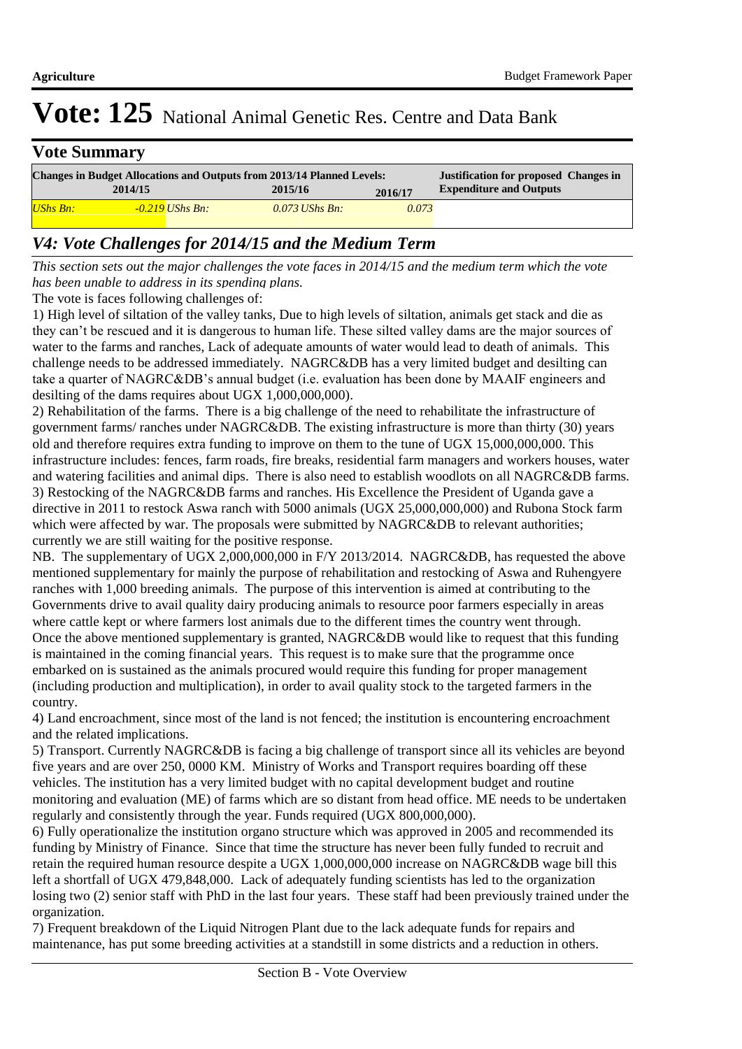# Vote: 125 National Animal Genetic Res. Centre and Data Bank

## Vote Summary

| Changes in Budget Allocations and Outputs from 2013/14 Planned Levels: | | | | | | Justification for proposed Changes in Expenditure and Outputs |
|---|---|---|---|---|---|---|
| 2014/15 | | 2015/16 | | 2016/17 | | |
| *UShs Bn:* | *-0.219* | *UShs Bn:* | *0.073* | *UShs Bn:* | *0.073* | |

## *V4: Vote Challenges for 2014/15 and the Medium Term*

*This section sets out the major challenges the vote faces in 2014/15 and the medium term which the vote has been unable to address in its spending plans.*

The vote is faces following challenges of:

1) High level of siltation of the valley tanks, Due to high levels of siltation, animals get stack and die as they can't be rescued and it is dangerous to human life. These silted valley dams are the major sources of water to the farms and ranches, Lack of adequate amounts of water would lead to death of animals. This challenge needs to be addressed immediately. NAGRC&DB has a very limited budget and desilting can take a quarter of NAGRC&DB's annual budget (i.e. evaluation has been done by MAAIF engineers and desilting of the dams requires about UGX 1,000,000,000).

2) Rehabilitation of the farms. There is a big challenge of the need to rehabilitate the infrastructure of government farms/ ranches under NAGRC&DB. The existing infrastructure is more than thirty (30) years old and therefore requires extra funding to improve on them to the tune of UGX 15,000,000,000. This infrastructure includes: fences, farm roads, fire breaks, residential farm managers and workers houses, water and watering facilities and animal dips. There is also need to establish woodlots on all NAGRC&DB farms.

3) Restocking of the NAGRC&DB farms and ranches. His Excellence the President of Uganda gave a directive in 2011 to restock Aswa ranch with 5000 animals (UGX 25,000,000,000) and Rubona Stock farm which were affected by war. The proposals were submitted by NAGRC&DB to relevant authorities; currently we are still waiting for the positive response.

NB. The supplementary of UGX 2,000,000,000 in F/Y 2013/2014. NAGRC&DB, has requested the above mentioned supplementary for mainly the purpose of rehabilitation and restocking of Aswa and Ruhengyere ranches with 1,000 breeding animals. The purpose of this intervention is aimed at contributing to the Governments drive to avail quality dairy producing animals to resource poor farmers especially in areas where cattle kept or where farmers lost animals due to the different times the country went through. Once the above mentioned supplementary is granted, NAGRC&DB would like to request that this funding is maintained in the coming financial years. This request is to make sure that the programme once embarked on is sustained as the animals procured would require this funding for proper management (including production and multiplication), in order to avail quality stock to the targeted farmers in the country.

4) Land encroachment, since most of the land is not fenced; the institution is encountering encroachment and the related implications.

5) Transport. Currently NAGRC&DB is facing a big challenge of transport since all its vehicles are beyond five years and are over 250, 0000 KM. Ministry of Works and Transport requires boarding off these vehicles. The institution has a very limited budget with no capital development budget and routine monitoring and evaluation (ME) of farms which are so distant from head office. ME needs to be undertaken regularly and consistently through the year. Funds required (UGX 800,000,000).

6) Fully operationalize the institution organo structure which was approved in 2005 and recommended its funding by Ministry of Finance. Since that time the structure has never been fully funded to recruit and retain the required human resource despite a UGX 1,000,000,000 increase on NAGRC&DB wage bill this left a shortfall of UGX 479,848,000. Lack of adequately funding scientists has led to the organization losing two (2) senior staff with PhD in the last four years. These staff had been previously trained under the organization.

7) Frequent breakdown of the Liquid Nitrogen Plant due to the lack adequate funds for repairs and maintenance, has put some breeding activities at a standstill in some districts and a reduction in others.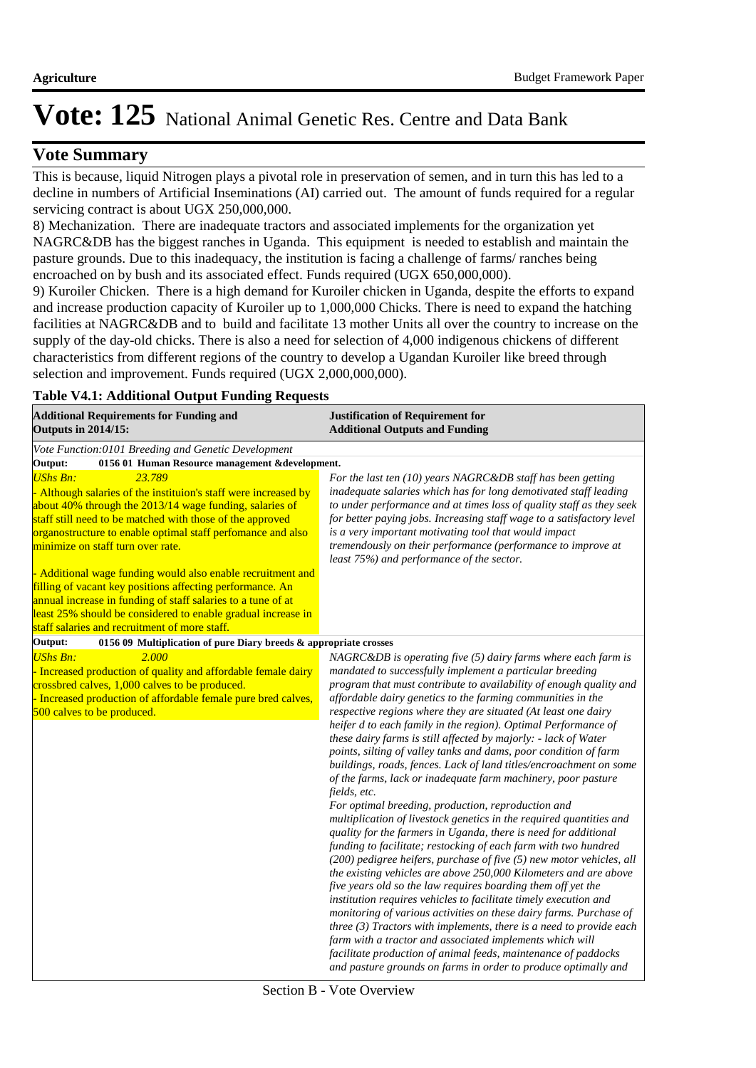# Vote: 125 National Animal Genetic Res. Centre and Data Bank

## Vote Summary

This is because, liquid Nitrogen plays a pivotal role in preservation of semen, and in turn this has led to a decline in numbers of Artificial Inseminations (AI) carried out. The amount of funds required for a regular servicing contract is about UGX 250,000,000.

8) Mechanization. There are inadequate tractors and associated implements for the organization yet NAGRC&DB has the biggest ranches in Uganda. This equipment is needed to establish and maintain the pasture grounds. Due to this inadequacy, the institution is facing a challenge of farms/ ranches being encroached on by bush and its associated effect. Funds required (UGX 650,000,000).

9) Kuroiler Chicken. There is a high demand for Kuroiler chicken in Uganda, despite the efforts to expand and increase production capacity of Kuroiler up to 1,000,000 Chicks. There is need to expand the hatching facilities at NAGRC&DB and to build and facilitate 13 mother Units all over the country to increase on the supply of the day-old chicks. There is also a need for selection of 4,000 indigenous chickens of different characteristics from different regions of the country to develop a Ugandan Kuroiler like breed through selection and improvement. Funds required (UGX 2,000,000,000).

**Table V4.1: Additional Output Funding Requests**

| Additional Requirements for Funding and Outputs in 2014/15: | Justification of Requirement for Additional Outputs and Funding |
|---|---|
| *Vote Function:0101 Breeding and Genetic Development* | |
| **Output: 0156 01 Human Resource management &development.** | |
| *UShs Bn: 23.789*<br>- Although salaries of the instituion's staff were increased by about 40% through the 2013/14 wage funding, salaries of staff still need to be matched with those of the approved organostructure to enable optimal staff perfomance and also minimize on staff turn over rate.<br><br>- Additional wage funding would also enable recruitment and filling of vacant key positions affecting performance. An annual increase in funding of staff salaries to a tune of at least 25% should be considered to enable gradual increase in staff salaries and recruitment of more staff. | *For the last ten (10) years NAGRC&DB staff has been getting inadequate salaries which has for long demotivated staff leading to under performance and at times loss of quality staff as they seek for better paying jobs. Increasing staff wage to a satisfactory level is a very important motivating tool that would impact tremendously on their performance (performance to improve at least 75%) and performance of the sector.* |
| **Output: 0156 09 Multiplication of pure Diary breeds & appropriate crosses** | |
| *UShs Bn: 2.000*<br>- Increased production of quality and affordable female dairy crossbred calves, 1,000 calves to be produced.<br>- Increased production of affordable female pure bred calves, 500 calves to be produced. | *NAGRC&DB is operating five (5) dairy farms where each farm is mandated to successfully implement a particular breeding program that must contribute to availability of enough quality and affordable dairy genetics to the farming communities in the respective regions where they are situated (At least one dairy heifer d to each family in the region). Optimal Performance of these dairy farms is still affected by majorly: - lack of Water points, silting of valley tanks and dams, poor condition of farm buildings, roads, fences. Lack of land titles/encroachment on some of the farms, lack or inadequate farm machinery, poor pasture fields, etc.*<br>*For optimal breeding, production, reproduction and multiplication of livestock genetics in the required quantities and quality for the farmers in Uganda, there is need for additional funding to facilitate; restocking of each farm with two hundred (200) pedigree heifers, purchase of five (5) new motor vehicles, all the existing vehicles are above 250,000 Kilometers and are above five years old so the law requires boarding them off yet the institution requires vehicles to facilitate timely execution and monitoring of various activities on these dairy farms. Purchase of three (3) Tractors with implements, there is a need to provide each farm with a tractor and associated implements which will facilitate production of animal feeds, maintenance of paddocks and pasture grounds on farms in order to produce optimally and* |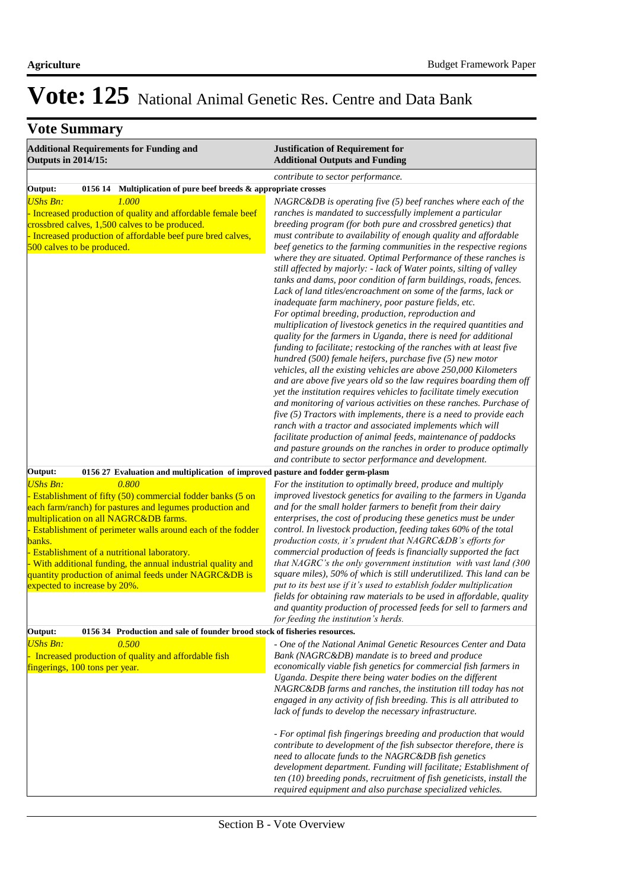# Vote: 125 National Animal Genetic Res. Centre and Data Bank

## Vote Summary

| Additional Requirements for Funding and Outputs in 2014/15: | Justification of Requirement for Additional Outputs and Funding |
|---|---|
| | *contribute to sector performance.* |
| **Output: 0156 14 Multiplication of pure beef breeds & appropriate crosses** | |
| *UShs Bn: 1.000*<br>- Increased production of quality and affordable female beef crossbred calves, 1,500 calves to be produced.<br>- Increased production of affordable beef pure bred calves, 500 calves to be produced. | *NAGRC&DB is operating five (5) beef ranches where each of the ranches is mandated to successfully implement a particular breeding program (for both pure and crossbred genetics) that must contribute to availability of enough quality and affordable beef genetics to the farming communities in the respective regions where they are situated. Optimal Performance of these ranches is still affected by majorly: - lack of Water points, silting of valley tanks and dams, poor condition of farm buildings, roads, fences. Lack of land titles/encroachment on some of the farms, lack or inadequate farm machinery, poor pasture fields, etc.*<br>*For optimal breeding, production, reproduction and multiplication of livestock genetics in the required quantities and quality for the farmers in Uganda, there is need for additional funding to facilitate; restocking of the ranches with at least five hundred (500) female heifers, purchase five (5) new motor vehicles, all the existing vehicles are above 250,000 Kilometers and are above five years old so the law requires boarding them off yet the institution requires vehicles to facilitate timely execution and monitoring of various activities on these ranches. Purchase of five (5) Tractors with implements, there is a need to provide each ranch with a tractor and associated implements which will facilitate production of animal feeds, maintenance of paddocks and pasture grounds on the ranches in order to produce optimally and contribute to sector performance and development.* |
| **Output: 0156 27 Evaluation and multiplication of improved pasture and fodder germ-plasm** | |
| *UShs Bn: 0.800*<br>- Establishment of fifty (50) commercial fodder banks (5 on each farm/ranch) for pastures and legumes production and multiplication on all NAGRC&DB farms.<br>- Establishment of perimeter walls around each of the fodder banks.<br>- Establishment of a nutritional laboratory.<br>- With additional funding, the annual industrial quality and quantity production of animal feeds under NAGRC&DB is expected to increase by 20%. | *For the institution to optimally breed, produce and multiply improved livestock genetics for availing to the farmers in Uganda and for the small holder farmers to benefit from their dairy enterprises, the cost of producing these genetics must be under control. In livestock production, feeding takes 60% of the total production costs, it's prudent that NAGRC&DB's efforts for commercial production of feeds is financially supported the fact that NAGRC's the only government institution with vast land (300 square miles), 50% of which is still underutilized. This land can be put to its best use if it's used to establish fodder multiplication fields for obtaining raw materials to be used in affordable, quality and quantity production of processed feeds for sell to farmers and for feeding the institution's herds.* |
| **Output: 0156 34 Production and sale of founder brood stock of fisheries resources.** | |
| *UShs Bn: 0.500*<br>- Increased production of quality and affordable fish fingerings, 100 tons per year. | *- One of the National Animal Genetic Resources Center and Data Bank (NAGRC&DB) mandate is to breed and produce economically viable fish genetics for commercial fish farmers in Uganda. Despite there being water bodies on the different NAGRC&DB farms and ranches, the institution till today has not engaged in any activity of fish breeding. This is all attributed to lack of funds to develop the necessary infrastructure.*<br><br>*- For optimal fish fingerings breeding and production that would contribute to development of the fish subsector therefore, there is need to allocate funds to the NAGRC&DB fish genetics development department. Funding will facilitate; Establishment of ten (10) breeding ponds, recruitment of fish geneticists, install the required equipment and also purchase specialized vehicles.* |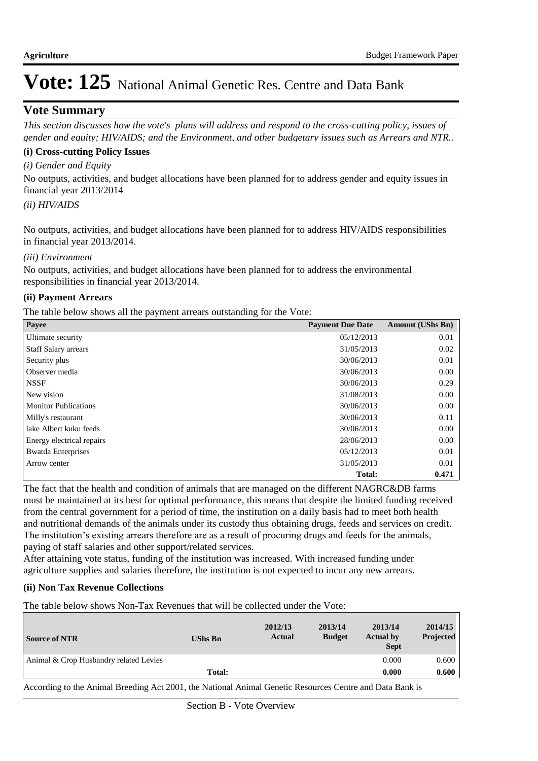# Vote: 125 National Animal Genetic Res. Centre and Data Bank

## Vote Summary

*This section discusses how the vote's plans will address and respond to the cross-cutting policy, issues of gender and equity; HIV/AIDS; and the Environment, and other budgetary issues such as Arrears and NTR..*

### (i) Cross-cutting Policy Issues

*(i) Gender and Equity*

No outputs, activities, and budget allocations have been planned for to address gender and equity issues in financial year 2013/2014

*(ii) HIV/AIDS*

No outputs, activities, and budget allocations have been planned for to address HIV/AIDS responsibilities in financial year 2013/2014.

*(iii) Environment*

No outputs, activities, and budget allocations have been planned for to address the environmental responsibilities in financial year 2013/2014.

### (ii) Payment Arrears

The table below shows all the payment arrears outstanding for the Vote:

| Payee | Payment Due Date | Amount (UShs Bn) |
|---|---|---|
| Ultimate security | 05/12/2013 | 0.01 |
| Staff Salary arrears | 31/05/2013 | 0.02 |
| Security plus | 30/06/2013 | 0.01 |
| Observer media | 30/06/2013 | 0.00 |
| NSSF | 30/06/2013 | 0.29 |
| New vision | 31/08/2013 | 0.00 |
| Monitor Publications | 30/06/2013 | 0.00 |
| Milly's restaurant | 30/06/2013 | 0.11 |
| lake Albert kuku feeds | 30/06/2013 | 0.00 |
| Energy electrical repairs | 28/06/2013 | 0.00 |
| Bwatda Enterprises | 05/12/2013 | 0.01 |
| Arrow center | 31/05/2013 | 0.01 |
| | **Total:** | **0.471** |

The fact that the health and condition of animals that are managed on the different NAGRC&DB farms must be maintained at its best for optimal performance, this means that despite the limited funding received from the central government for a period of time, the institution on a daily basis had to meet both health and nutritional demands of the animals under its custody thus obtaining drugs, feeds and services on credit. The institution's existing arrears therefore are as a result of procuring drugs and feeds for the animals, paying of staff salaries and other support/related services.
After attaining vote status, funding of the institution was increased. With increased funding under agriculture supplies and salaries therefore, the institution is not expected to incur any new arrears.

### (ii) Non Tax Revenue Collections

The table below shows Non-Tax Revenues that will be collected under the Vote:

| Source of NTR | UShs Bn | 2012/13 Actual | 2013/14 Budget | 2013/14 Actual by Sept | 2014/15 Projected |
|---|---|---|---|---|---|
| Animal & Crop Husbandry related Levies | | | | 0.000 | 0.600 |
| | **Total:** | | | **0.000** | **0.600** |

According to the Animal Breeding Act 2001, the National Animal Genetic Resources Centre and Data Bank is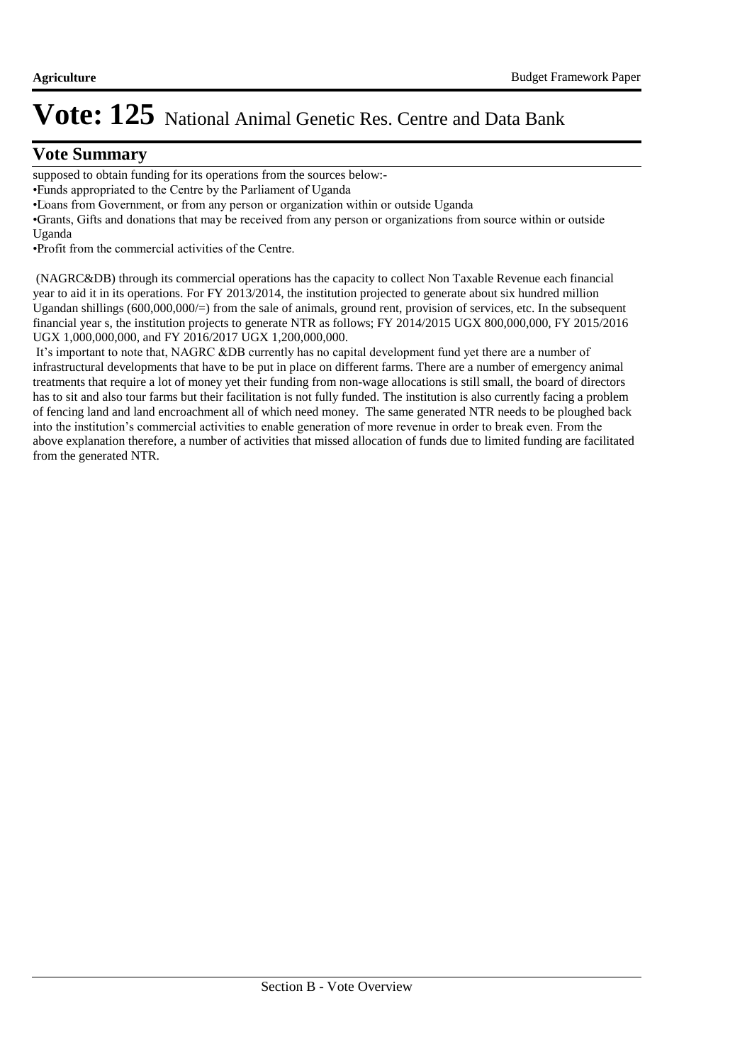# Vote: 125 National Animal Genetic Res. Centre and Data Bank

## Vote Summary

supposed to obtain funding for its operations from the sources below:-

- Funds appropriated to the Centre by the Parliament of Uganda
- Loans from Government, or from any person or organization within or outside Uganda
- Grants, Gifts and donations that may be received from any person or organizations from source within or outside Uganda
- Profit from the commercial activities of the Centre.

(NAGRC&DB) through its commercial operations has the capacity to collect Non Taxable Revenue each financial year to aid it in its operations. For FY 2013/2014, the institution projected to generate about six hundred million Ugandan shillings (600,000,000/=) from the sale of animals, ground rent, provision of services, etc. In the subsequent financial year s, the institution projects to generate NTR as follows; FY 2014/2015 UGX 800,000,000, FY 2015/2016 UGX 1,000,000,000, and FY 2016/2017 UGX 1,200,000,000.

It's important to note that, NAGRC &DB currently has no capital development fund yet there are a number of infrastructural developments that have to be put in place on different farms. There are a number of emergency animal treatments that require a lot of money yet their funding from non-wage allocations is still small, the board of directors has to sit and also tour farms but their facilitation is not fully funded. The institution is also currently facing a problem of fencing land and land encroachment all of which need money. The same generated NTR needs to be ploughed back into the institution's commercial activities to enable generation of more revenue in order to break even. From the above explanation therefore, a number of activities that missed allocation of funds due to limited funding are facilitated from the generated NTR.